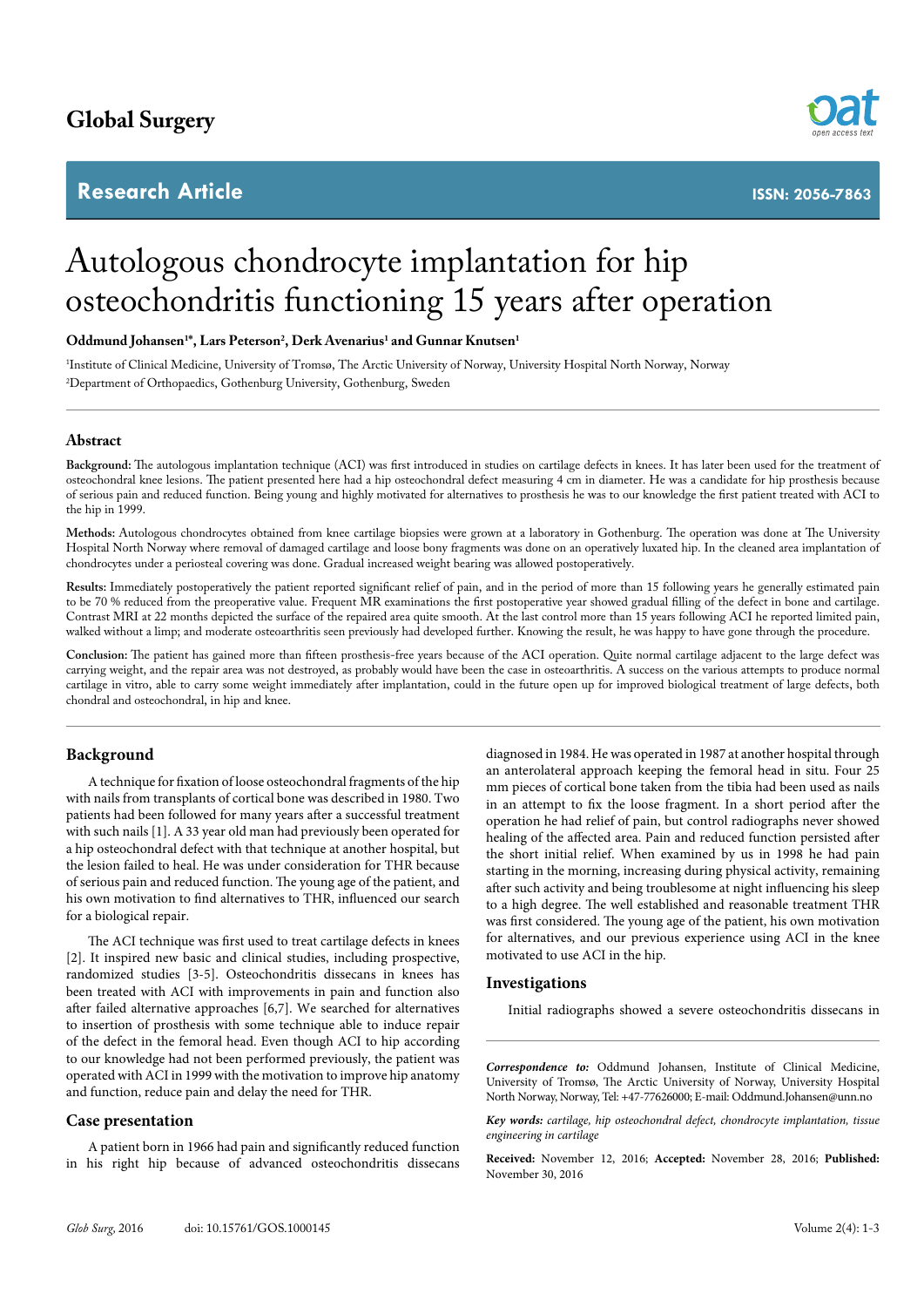# Autologous chondrocyte implantation for hip osteochondritis functioning 15 years after operation

**Oddmund Johansen[1]*, Lars Peterson[2], Derk Avenarius[1] and Gunnar Knutsen[1]**

[1]Institute of Clinical Medicine, University of Tromsø, The Arctic University of Norway, University Hospital North Norway, Norway
[2]Department of Orthopaedics, Gothenburg University, Gothenburg, Sweden

## Abstract

**Background:** The autologous implantation technique (ACI) was first introduced in studies on cartilage defects in knees. It has later been used for the treatment of osteochondral knee lesions. The patient presented here had a hip osteochondral defect measuring 4 cm in diameter. He was a candidate for hip prosthesis because of serious pain and reduced function. Being young and highly motivated for alternatives to prosthesis he was to our knowledge the first patient treated with ACI to the hip in 1999.

**Methods:** Autologous chondrocytes obtained from knee cartilage biopsies were grown at a laboratory in Gothenburg. The operation was done at The University Hospital North Norway where removal of damaged cartilage and loose bony fragments was done on an operatively luxated hip. In the cleaned area implantation of chondrocytes under a periosteal covering was done. Gradual increased weight bearing was allowed postoperatively.

**Results:** Immediately postoperatively the patient reported significant relief of pain, and in the period of more than 15 following years he generally estimated pain to be 70 % reduced from the preoperative value. Frequent MR examinations the first postoperative year showed gradual filling of the defect in bone and cartilage. Contrast MRI at 22 months depicted the surface of the repaired area quite smooth. At the last control more than 15 years following ACI he reported limited pain, walked without a limp; and moderate osteoarthritis seen previously had developed further. Knowing the result, he was happy to have gone through the procedure.

**Conclusion:** The patient has gained more than fifteen prosthesis-free years because of the ACI operation. Quite normal cartilage adjacent to the large defect was carrying weight, and the repair area was not destroyed, as probably would have been the case in osteoarthritis. A success on the various attempts to produce normal cartilage in vitro, able to carry some weight immediately after implantation, could in the future open up for improved biological treatment of large defects, both chondral and osteochondral, in hip and knee.

## Background

A technique for fixation of loose osteochondral fragments of the hip with nails from transplants of cortical bone was described in 1980. Two patients had been followed for many years after a successful treatment with such nails [1]. A 33 year old man had previously been operated for a hip osteochondral defect with that technique at another hospital, but the lesion failed to heal. He was under consideration for THR because of serious pain and reduced function. The young age of the patient, and his own motivation to find alternatives to THR, influenced our search for a biological repair.

The ACI technique was first used to treat cartilage defects in knees [2]. It inspired new basic and clinical studies, including prospective, randomized studies [3-5]. Osteochondritis dissecans in knees has been treated with ACI with improvements in pain and function also after failed alternative approaches [6,7]. We searched for alternatives to insertion of prosthesis with some technique able to induce repair of the defect in the femoral head. Even though ACI to hip according to our knowledge had not been performed previously, the patient was operated with ACI in 1999 with the motivation to improve hip anatomy and function, reduce pain and delay the need for THR.

## Case presentation

A patient born in 1966 had pain and significantly reduced function in his right hip because of advanced osteochondritis dissecans diagnosed in 1984. He was operated in 1987 at another hospital through an anterolateral approach keeping the femoral head in situ. Four 25 mm pieces of cortical bone taken from the tibia had been used as nails in an attempt to fix the loose fragment. In a short period after the operation he had relief of pain, but control radiographs never showed healing of the affected area. Pain and reduced function persisted after the short initial relief. When examined by us in 1998 he had pain starting in the morning, increasing during physical activity, remaining after such activity and being troublesome at night influencing his sleep to a high degree. The well established and reasonable treatment THR was first considered. The young age of the patient, his own motivation for alternatives, and our previous experience using ACI in the knee motivated to use ACI in the hip.

## Investigations

Initial radiographs showed a severe osteochondritis dissecans in

*Correspondence to:* Oddmund Johansen, Institute of Clinical Medicine, University of Tromsø, The Arctic University of Norway, University Hospital North Norway, Norway, Tel: +47-77626000; E-mail: Oddmund.Johansen@unn.no

*Key words: cartilage, hip osteochondral defect, chondrocyte implantation, tissue engineering in cartilage*

**Received:** November 12, 2016; **Accepted:** November 28, 2016; **Published:** November 30, 2016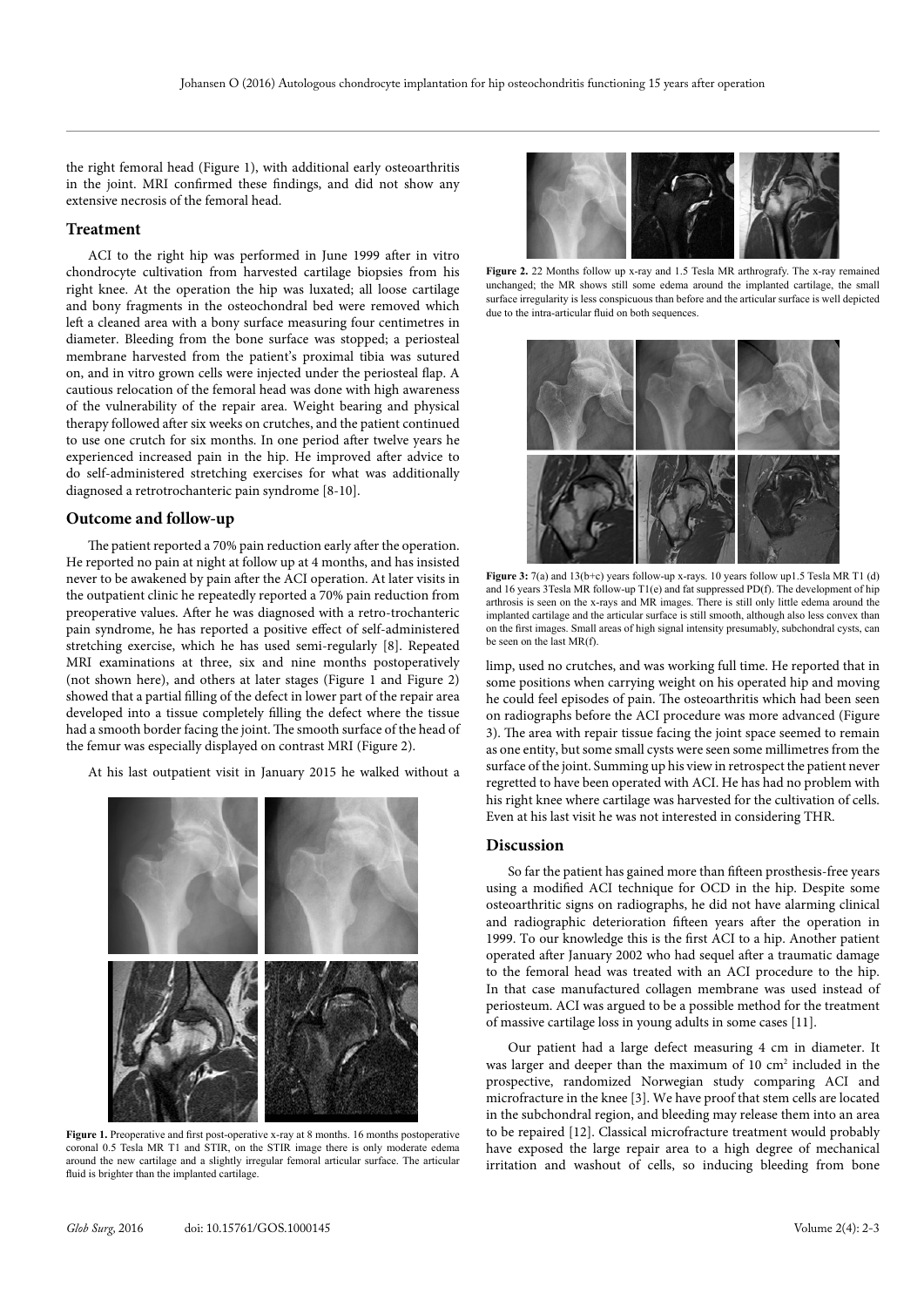the right femoral head (Figure 1), with additional early osteoarthritis in the joint. MRI confirmed these findings, and did not show any extensive necrosis of the femoral head.

## Treatment

ACI to the right hip was performed in June 1999 after in vitro chondrocyte cultivation from harvested cartilage biopsies from his right knee. At the operation the hip was luxated; all loose cartilage and bony fragments in the osteochondral bed were removed which left a cleaned area with a bony surface measuring four centimetres in diameter. Bleeding from the bone surface was stopped; a periosteal membrane harvested from the patient's proximal tibia was sutured on, and in vitro grown cells were injected under the periosteal flap. A cautious relocation of the femoral head was done with high awareness of the vulnerability of the repair area. Weight bearing and physical therapy followed after six weeks on crutches, and the patient continued to use one crutch for six months. In one period after twelve years he experienced increased pain in the hip. He improved after advice to do self-administered stretching exercises for what was additionally diagnosed a retrotrochanteric pain syndrome [8-10].

## Outcome and follow-up

The patient reported a 70% pain reduction early after the operation. He reported no pain at night at follow up at 4 months, and has insisted never to be awakened by pain after the ACI operation. At later visits in the outpatient clinic he repeatedly reported a 70% pain reduction from preoperative values. After he was diagnosed with a retro-trochanteric pain syndrome, he has reported a positive effect of self-administered stretching exercise, which he has used semi-regularly [8]. Repeated MRI examinations at three, six and nine months postoperatively (not shown here), and others at later stages (Figure 1 and Figure 2) showed that a partial filling of the defect in lower part of the repair area developed into a tissue completely filling the defect where the tissue had a smooth border facing the joint. The smooth surface of the head of the femur was especially displayed on contrast MRI (Figure 2).

At his last outpatient visit in January 2015 he walked without a limp, used no crutches, and was working full time. He reported that in some positions when carrying weight on his operated hip and moving he could feel episodes of pain. The osteoarthritis which had been seen on radiographs before the ACI procedure was more advanced (Figure 3). The area with repair tissue facing the joint space seemed to remain as one entity, but some small cysts were seen some millimetres from the surface of the joint. Summing up his view in retrospect the patient never regretted to have been operated with ACI. He has had no problem with his right knee where cartilage was harvested for the cultivation of cells. Even at his last visit he was not interested in considering THR.

**Figure 1.** Preoperative and first post-operative x-ray at 8 months. 16 months postoperative coronal 0.5 Tesla MR T1 and STIR, on the STIR image there is only moderate edema around the new cartilage and a slightly irregular femoral articular surface. The articular fluid is brighter than the implanted cartilage.

**Figure 2.** 22 Months follow up x-ray and 1.5 Tesla MR arthrografy. The x-ray remained unchanged; the MR shows still some edema around the implanted cartilage, the small surface irregularity is less conspicuous than before and the articular surface is well depicted due to the intra-articular fluid on both sequences.

**Figure 3:** 7(a) and 13(b+c) years follow-up x-rays. 10 years follow up1.5 Tesla MR T1 (d) and 16 years 3Tesla MR follow-up T1(e) and fat suppressed PD(f). The development of hip arthrosis is seen on the x-rays and MR images. There is still only little edema around the implanted cartilage and the articular surface is still smooth, although also less convex than on the first images. Small areas of high signal intensity presumably, subchondral cysts, can be seen on the last MR(f).

## Discussion

So far the patient has gained more than fifteen prosthesis-free years using a modified ACI technique for OCD in the hip. Despite some osteoarthritic signs on radiographs, he did not have alarming clinical and radiographic deterioration fifteen years after the operation in 1999. To our knowledge this is the first ACI to a hip. Another patient operated after January 2002 who had sequel after a traumatic damage to the femoral head was treated with an ACI procedure to the hip. In that case manufactured collagen membrane was used instead of periosteum. ACI was argued to be a possible method for the treatment of massive cartilage loss in young adults in some cases [11].

Our patient had a large defect measuring 4 cm in diameter. It was larger and deeper than the maximum of 10 $cm^2$ included in the prospective, randomized Norwegian study comparing ACI and microfracture in the knee [3]. We have proof that stem cells are located in the subchondral region, and bleeding may release them into an area to be repaired [12]. Classical microfracture treatment would probably have exposed the large repair area to a high degree of mechanical irritation and washout of cells, so inducing bleeding from bone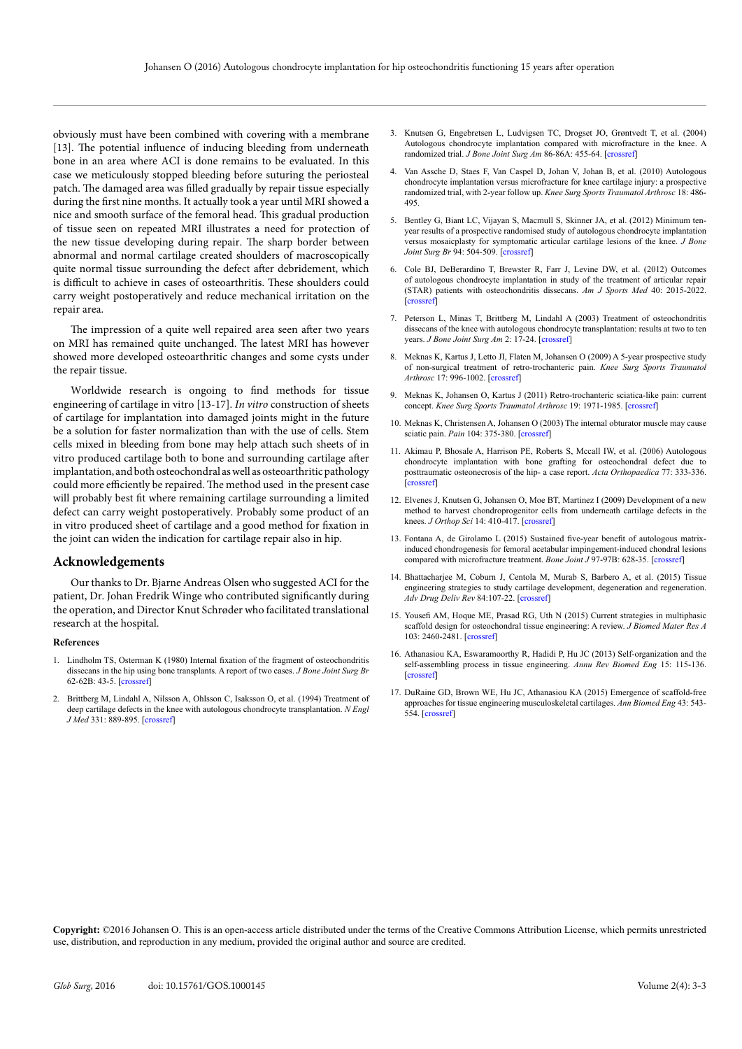obviously must have been combined with covering with a membrane [13]. The potential influence of inducing bleeding from underneath bone in an area where ACI is done remains to be evaluated. In this case we meticulously stopped bleeding before suturing the periosteal patch. The damaged area was filled gradually by repair tissue especially during the first nine months. It actually took a year until MRI showed a nice and smooth surface of the femoral head. This gradual production of tissue seen on repeated MRI illustrates a need for protection of the new tissue developing during repair. The sharp border between abnormal and normal cartilage created shoulders of macroscopically quite normal tissue surrounding the defect after debridement, which is difficult to achieve in cases of osteoarthritis. These shoulders could carry weight postoperatively and reduce mechanical irritation on the repair area.

The impression of a quite well repaired area seen after two years on MRI has remained quite unchanged. The latest MRI has however showed more developed osteoarthritic changes and some cysts under the repair tissue.

Worldwide research is ongoing to find methods for tissue engineering of cartilage in vitro [13-17]. *In vitro* construction of sheets of cartilage for implantation into damaged joints might in the future be a solution for faster normalization than with the use of cells. Stem cells mixed in bleeding from bone may help attach such sheets of in vitro produced cartilage both to bone and surrounding cartilage after implantation, and both osteochondral as well as osteoarthritic pathology could more efficiently be repaired. The method used in the present case will probably best fit where remaining cartilage surrounding a limited defect can carry weight postoperatively. Probably some product of an in vitro produced sheet of cartilage and a good method for fixation in the joint can widen the indication for cartilage repair also in hip.

## Acknowledgements

Our thanks to Dr. Bjarne Andreas Olsen who suggested ACI for the patient, Dr. Johan Fredrik Winge who contributed significantly during the operation, and Director Knut Schrøder who facilitated translational research at the hospital.

### References

1. Lindholm TS, Osterman K (1980) Internal fixation of the fragment of osteochondritis dissecans in the hip using bone transplants. A report of two cases. *J Bone Joint Surg Br* 62-62B: 43-5. [crossref]
2. Brittberg M, Lindahl A, Nilsson A, Ohlsson C, Isaksson O, et al. (1994) Treatment of deep cartilage defects in the knee with autologous chondrocyte transplantation. *N Engl J Med* 331: 889-895. [crossref]
3. Knutsen G, Engebretsen L, Ludvigsen TC, Drogset JO, Grøntvedt T, et al. (2004) Autologous chondrocyte implantation compared with microfracture in the knee. A randomized trial. *J Bone Joint Surg Am* 86-86A: 455-64. [crossref]
4. Van Assche D, Staes F, Van Caspel D, Johan V, Johan B, et al. (2010) Autologous chondrocyte implantation versus microfracture for knee cartilage injury: a prospective randomized trial, with 2-year follow up. *Knee Surg Sports Traumatol Arthrosc* 18: 486-495.
5. Bentley G, Biant LC, Vijayan S, Macmull S, Skinner JA, et al. (2012) Minimum ten-year results of a prospective randomised study of autologous chondrocyte implantation versus mosaicplasty for symptomatic articular cartilage lesions of the knee. *J Bone Joint Surg Br* 94: 504-509. [crossref]
6. Cole BJ, DeBerardino T, Brewster R, Farr J, Levine DW, et al. (2012) Outcomes of autologous chondrocyte implantation in study of the treatment of articular repair (STAR) patients with osteochondritis dissecans. *Am J Sports Med* 40: 2015-2022. [crossref]
7. Peterson L, Minas T, Brittberg M, Lindahl A (2003) Treatment of osteochondritis dissecans of the knee with autologous chondrocyte transplantation: results at two to ten years. *J Bone Joint Surg Am* 2: 17-24. [crossref]
8. Meknas K, Kartus J, Letto JI, Flaten M, Johansen O (2009) A 5-year prospective study of non-surgical treatment of retro-trochanteric pain. *Knee Surg Sports Traumatol Arthrosc* 17: 996-1002. [crossref]
9. Meknas K, Johansen O, Kartus J (2011) Retro-trochanteric sciatica-like pain: current concept. *Knee Surg Sports Traumatol Arthrosc* 19: 1971-1985. [crossref]
10. Meknas K, Christensen A, Johansen O (2003) The internal obturator muscle may cause sciatic pain. *Pain* 104: 375-380. [crossref]
11. Akimau P, Bhosale A, Harrison PE, Roberts S, Mccall IW, et al. (2006) Autologous chondrocyte implantation with bone grafting for osteochondral defect due to posttraumatic osteonecrosis of the hip- a case report. *Acta Orthopaedica* 77: 333-336. [crossref]
12. Elvenes J, Knutsen G, Johansen O, Moe BT, Martinez I (2009) Development of a new method to harvest chondroprogenitor cells from underneath cartilage defects in the knees. *J Orthop Sci* 14: 410-417. [crossref]
13. Fontana A, de Girolamo L (2015) Sustained five-year benefit of autologous matrix-induced chondrogenesis for femoral acetabular impingement-induced chondral lesions compared with microfracture treatment. *Bone Joint J* 97-97B: 628-35. [crossref]
14. Bhattacharjee M, Coburn J, Centola M, Murab S, Barbero A, et al. (2015) Tissue engineering strategies to study cartilage development, degeneration and regeneration. *Adv Drug Deliv Rev* 84:107-22. [crossref]
15. Yousefi AM, Hoque ME, Prasad RG, Uth N (2015) Current strategies in multiphasic scaffold design for osteochondral tissue engineering: A review. *J Biomed Mater Res A* 103: 2460-2481. [crossref]
16. Athanasiou KA, Eswaramoorthy R, Hadidi P, Hu JC (2013) Self-organization and the self-assembling process in tissue engineering. *Annu Rev Biomed Eng* 15: 115-136. [crossref]
17. DuRaine GD, Brown WE, Hu JC, Athanasiou KA (2015) Emergence of scaffold-free approaches for tissue engineering musculoskeletal cartilages. *Ann Biomed Eng* 43: 543-554. [crossref]

**Copyright:** ©2016 Johansen O. This is an open-access article distributed under the terms of the Creative Commons Attribution License, which permits unrestricted use, distribution, and reproduction in any medium, provided the original author and source are credited.